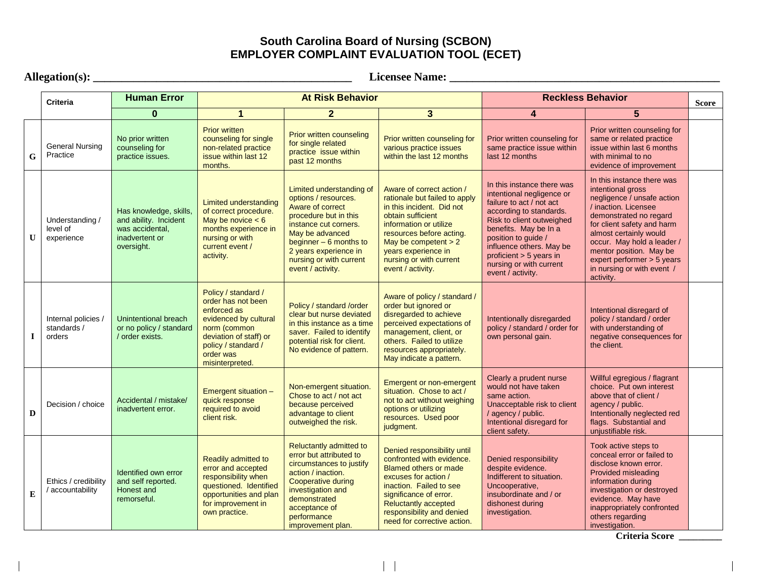# South Carolina Board of Nursing (SCBON)
# EMPLOYER COMPLAINT EVALUATION TOOL (ECET)

**Allegation(s): ____________________________________________ Licensee Name: ______________________________________________**

| | Criteria | Human Error | At Risk Behavior | | | Reckless Behavior | | Score |
|---|---|---|---|---|---|---|---|---|
| | | 0 | 1 | 2 | 3 | 4 | 5 | |
| G | General Nursing Practice | No prior written counseling for practice issues. | Prior written counseling for single non-related practice issue within last 12 months. | Prior written counseling for single related practice issue within past 12 months | Prior written counseling for various practice issues within the last 12 months | Prior written counseling for same practice issue within last 12 months | Prior written counseling for same or related practice issue within last 6 months with minimal to no evidence of improvement | |
| U | Understanding / level of experience | Has knowledge, skills, and ability. Incident was accidental, inadvertent or oversight. | Limited understanding of correct procedure. May be novice < 6 months experience in nursing or with current event / activity. | Limited understanding of options / resources. Aware of correct procedure but in this instance cut corners. May be advanced beginner – 6 months to 2 years experience in nursing or with current event / activity. | Aware of correct action / rationale but failed to apply in this incident. Did not obtain sufficient information or utilize resources before acting. May be competent > 2 years experience in nursing or with current event / activity. | In this instance there was intentional negligence or failure to act / not act according to standards. Risk to client outweighed benefits. May be In a position to guide / influence others. May be proficient > 5 years in nursing or with current event / activity. | In this instance there was intentional gross negligence / unsafe action / inaction. Licensee demonstrated no regard for client safety and harm almost certainly would occur. May hold a leader / mentor position. May be expert performer > 5 years in nursing or with event / activity. | |
| I | Internal policies / standards / orders | Unintentional breach or no policy / standard / order exists. | Policy / standard / order has not been enforced as evidenced by cultural norm (common deviation of staff) or policy / standard / order was misinterpreted. | Policy / standard /order clear but nurse deviated in this instance as a time saver. Failed to identify potential risk for client. No evidence of pattern. | Aware of policy / standard / order but ignored or disregarded to achieve perceived expectations of management, client, or others. Failed to utilize resources appropriately. May indicate a pattern. | Intentionally disregarded policy / standard / order for own personal gain. | Intentional disregard of policy / standard / order with understanding of negative consequences for the client. | |
| D | Decision / choice | Accidental / mistake/ inadvertent error. | Emergent situation – quick response required to avoid client risk. | Non-emergent situation. Chose to act / not act because perceived advantage to client outweighed the risk. | Emergent or non-emergent situation. Chose to act / not to act without weighing options or utilizing resources. Used poor judgment. | Clearly a prudent nurse would not have taken same action. Unacceptable risk to client / agency / public. Intentional disregard for client safety. | Willful egregious / flagrant choice. Put own interest above that of client / agency / public. Intentionally neglected red flags. Substantial and unjustifiable risk. | |
| E | Ethics / credibility / accountability | Identified own error and self reported. Honest and remorseful. | Readily admitted to error and accepted responsibility when questioned. Identified opportunities and plan for improvement in own practice. | Reluctantly admitted to error but attributed to circumstances to justify action / inaction. Cooperative during investigation and demonstrated acceptance of performance improvement plan. | Denied responsibility until confronted with evidence. Blamed others or made excuses for action / inaction. Failed to see significance of error. Reluctantly accepted responsibility and denied need for corrective action. | Denied responsibility despite evidence. Indifferent to situation. Uncooperative, insubordinate and / or dishonest during investigation. | Took active steps to conceal error or failed to disclose known error. Provided misleading information during investigation or destroyed evidence. May have inappropriately confronted others regarding investigation. | |

**Criteria Score _________**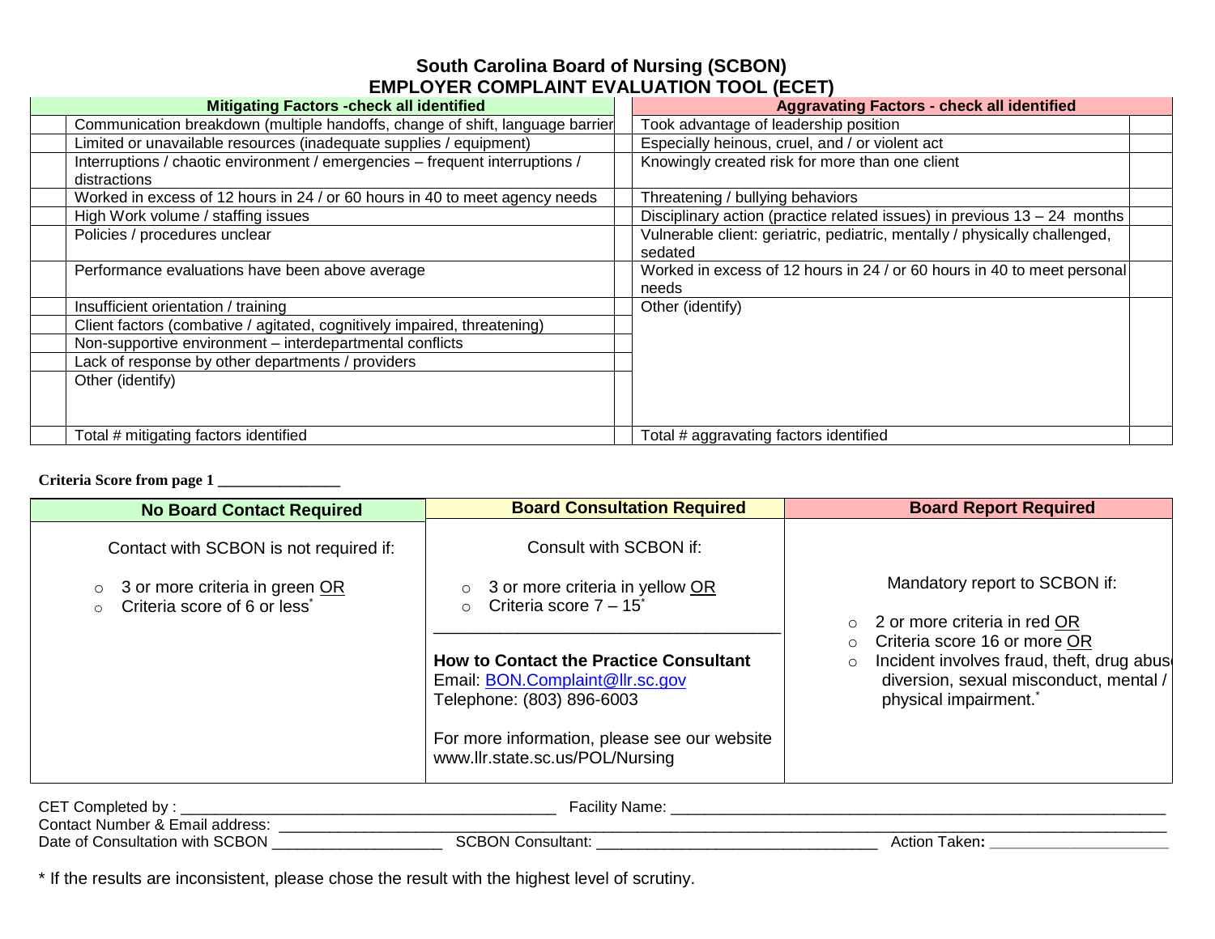# South Carolina Board of Nursing (SCBON)
## EMPLOYER COMPLAINT EVALUATION TOOL (ECET)

| | Mitigating Factors -check all identified | | Aggravating Factors - check all identified | |
|---|---|---|---|---|
| | Communication breakdown (multiple handoffs, change of shift, language barrier | | Took advantage of leadership position | |
| | Limited or unavailable resources (inadequate supplies / equipment) | | Especially heinous, cruel, and / or violent act | |
| | Interruptions / chaotic environment / emergencies – frequent interruptions / distractions | | Knowingly created risk for more than one client | |
| | Worked in excess of 12 hours in 24 / or 60 hours in 40 to meet agency needs | | Threatening / bullying behaviors | |
| | High Work volume / staffing issues | | Disciplinary action (practice related issues) in previous 13 – 24 months | |
| | Policies / procedures unclear | | Vulnerable client: geriatric, pediatric, mentally / physically challenged, sedated | |
| | Performance evaluations have been above average | | Worked in excess of 12 hours in 24 / or 60 hours in 40 to meet personal needs | |
| | Insufficient orientation / training | | Other (identify) | |
| | Client factors (combative / agitated, cognitively impaired, threatening) | | | |
| | Non-supportive environment – interdepartmental conflicts | | | |
| | Lack of response by other departments / providers | | | |
| | Other (identify) | | | |
| | Total # mitigating factors identified | | Total # aggravating factors identified | |

**Criteria Score from page 1 ________________**

| No Board Contact Required | Board Consultation Required | Board Report Required |
|---|---|---|
| Contact with SCBON is not required if:<br>○ 3 or more criteria in green OR<br>○ Criteria score of 6 or less* | Consult with SCBON if:<br>○ 3 or more criteria in yellow OR<br>○ Criteria score 7 – 15*<br>________________________________<br>**How to Contact the Practice Consultant**<br>Email: BON.Complaint@llr.sc.gov<br>Telephone: (803) 896-6003<br><br>For more information, please see our website www.llr.state.sc.us/POL/Nursing | Mandatory report to SCBON if:<br>○ 2 or more criteria in red OR<br>○ Criteria score 16 or more OR<br>○ Incident involves fraud, theft, drug abuse diversion, sexual misconduct, mental / physical impairment.* |

CET Completed by : _____________________________________________ Facility Name: ___________________________________________________________

Contact Number & Email address: ______________________________________________________________________________________________

Date of Consultation with SCBON ____________________ SCBON Consultant: _________________________________ Action Taken: ____________________

* If the results are inconsistent, please chose the result with the highest level of scrutiny.